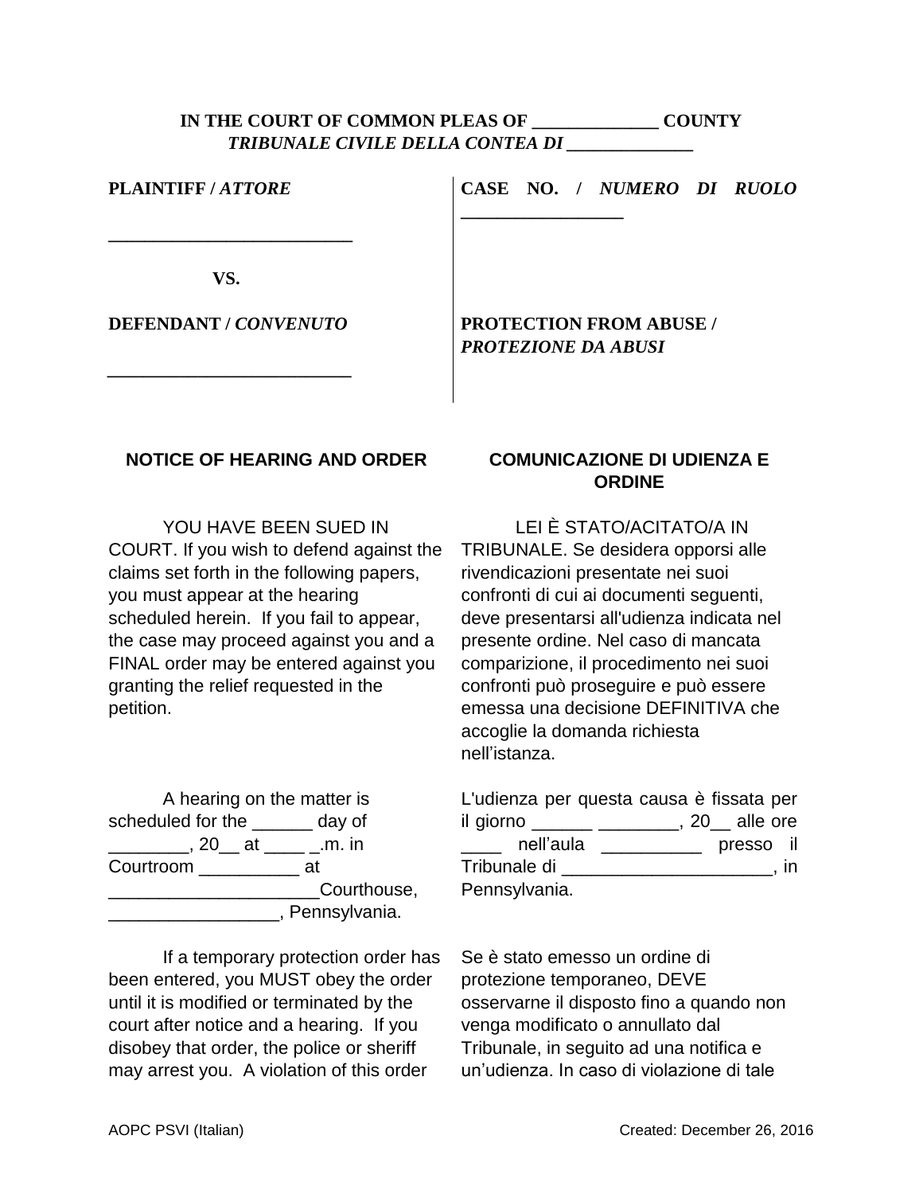**IN THE COURT OF COMMON PLEAS OF _____________ COUNTY**
***TRIBUNALE CIVILE DELLA CONTEA DI _____________***

| | |
|---|---|
| **PLAINTIFF /** ***ATTORE*** <br><br> ________________________ <br><br> **VS.** <br><br> **DEFENDANT /** ***CONVENUTO*** <br><br> ________________________ | **CASE NO. /** ***NUMERO DI RUOLO*** <br> ________________ <br><br><br><br> **PROTECTION FROM ABUSE /** <br> ***PROTEZIONE DA ABUSI*** |

## NOTICE OF HEARING AND ORDER

YOU HAVE BEEN SUED IN COURT. If you wish to defend against the claims set forth in the following papers, you must appear at the hearing scheduled herein. If you fail to appear, the case may proceed against you and a FINAL order may be entered against you granting the relief requested in the petition.

A hearing on the matter is scheduled for the ______ day of ________, 20__ at ____ _.m. in Courtroom __________ at _____________________Courthouse, _________________, Pennsylvania.

If a temporary protection order has been entered, you MUST obey the order until it is modified or terminated by the court after notice and a hearing. If you disobey that order, the police or sheriff may arrest you. A violation of this order

## COMUNICAZIONE DI UDIENZA E ORDINE

LEI È STATO/ACITATO/A IN TRIBUNALE. Se desidera opporsi alle rivendicazioni presentate nei suoi confronti di cui ai documenti seguenti, deve presentarsi all'udienza indicata nel presente ordine. Nel caso di mancata comparizione, il procedimento nei suoi confronti può proseguire e può essere emessa una decisione DEFINITIVA che accoglie la domanda richiesta nell'istanza.

L'udienza per questa causa è fissata per il giorno ______ ________, 20__ alle ore ____ nell'aula __________ presso il Tribunale di _____________________, in Pennsylvania.

Se è stato emesso un ordine di protezione temporaneo, DEVE osservarne il disposto fino a quando non venga modificato o annullato dal Tribunale, in seguito ad una notifica e un'udienza. In caso di violazione di tale

AOPC PSVI (Italian) Created: December 26, 2016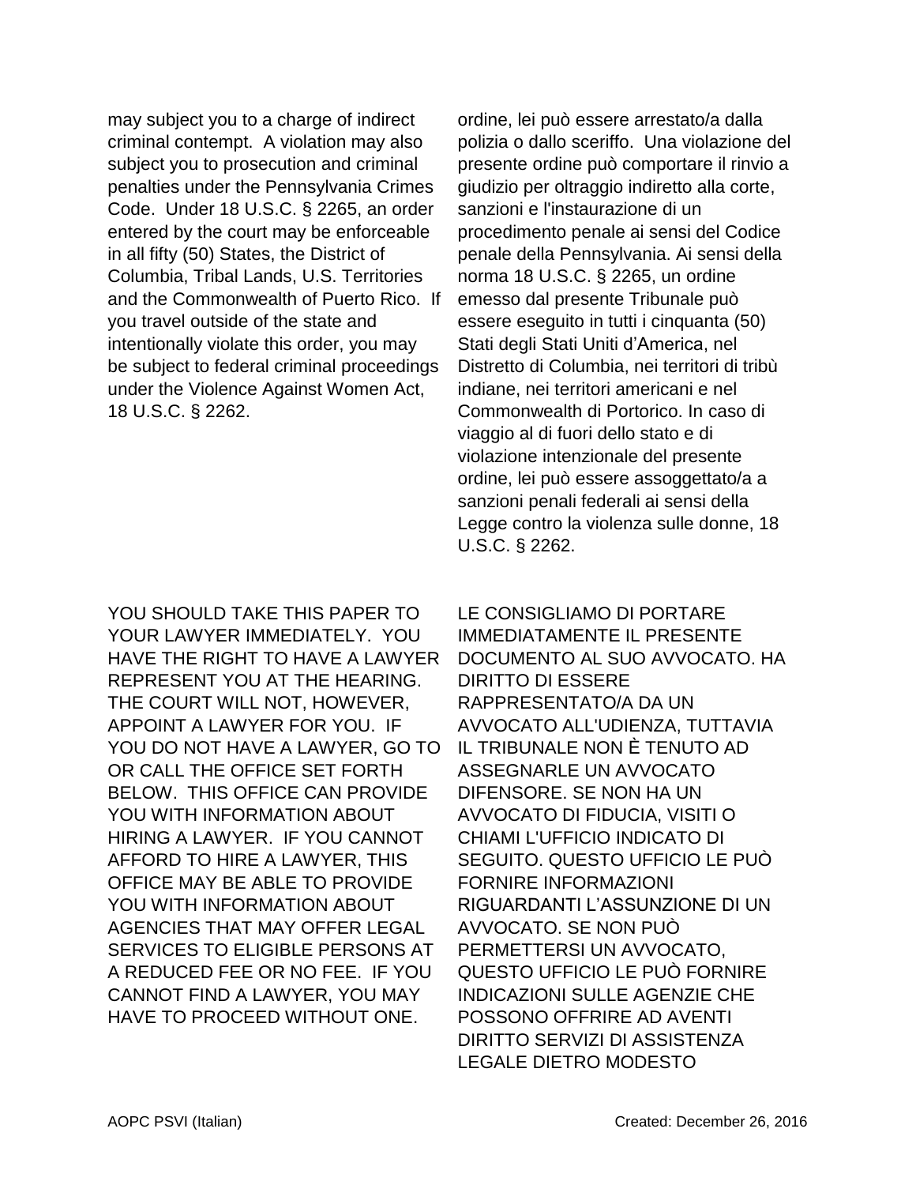may subject you to a charge of indirect criminal contempt. A violation may also subject you to prosecution and criminal penalties under the Pennsylvania Crimes Code. Under 18 U.S.C. § 2265, an order entered by the court may be enforceable in all fifty (50) States, the District of Columbia, Tribal Lands, U.S. Territories and the Commonwealth of Puerto Rico. If you travel outside of the state and intentionally violate this order, you may be subject to federal criminal proceedings under the Violence Against Women Act, 18 U.S.C. § 2262.

ordine, lei può essere arrestato/a dalla polizia o dallo sceriffo. Una violazione del presente ordine può comportare il rinvio a giudizio per oltraggio indiretto alla corte, sanzioni e l'instaurazione di un procedimento penale ai sensi del Codice penale della Pennsylvania. Ai sensi della norma 18 U.S.C. § 2265, un ordine emesso dal presente Tribunale può essere eseguito in tutti i cinquanta (50) Stati degli Stati Uniti d'America, nel Distretto di Columbia, nei territori di tribù indiane, nei territori americani e nel Commonwealth di Portorico. In caso di viaggio al di fuori dello stato e di violazione intenzionale del presente ordine, lei può essere assoggettato/a a sanzioni penali federali ai sensi della Legge contro la violenza sulle donne, 18 U.S.C. § 2262.

YOU SHOULD TAKE THIS PAPER TO YOUR LAWYER IMMEDIATELY. YOU HAVE THE RIGHT TO HAVE A LAWYER REPRESENT YOU AT THE HEARING. THE COURT WILL NOT, HOWEVER, APPOINT A LAWYER FOR YOU. IF YOU DO NOT HAVE A LAWYER, GO TO OR CALL THE OFFICE SET FORTH BELOW. THIS OFFICE CAN PROVIDE YOU WITH INFORMATION ABOUT HIRING A LAWYER. IF YOU CANNOT AFFORD TO HIRE A LAWYER, THIS OFFICE MAY BE ABLE TO PROVIDE YOU WITH INFORMATION ABOUT AGENCIES THAT MAY OFFER LEGAL SERVICES TO ELIGIBLE PERSONS AT A REDUCED FEE OR NO FEE. IF YOU CANNOT FIND A LAWYER, YOU MAY HAVE TO PROCEED WITHOUT ONE.

LE CONSIGLIAMO DI PORTARE IMMEDIATAMENTE IL PRESENTE DOCUMENTO AL SUO AVVOCATO. HA DIRITTO DI ESSERE RAPPRESENTATO/A DA UN AVVOCATO ALL'UDIENZA, TUTTAVIA IL TRIBUNALE NON È TENUTO AD ASSEGNARLE UN AVVOCATO DIFENSORE. SE NON HA UN AVVOCATO DI FIDUCIA, VISITI O CHIAMI L'UFFICIO INDICATO DI SEGUITO. QUESTO UFFICIO LE PUÒ FORNIRE INFORMAZIONI RIGUARDANTI L'ASSUNZIONE DI UN AVVOCATO. SE NON PUÒ PERMETTERSI UN AVVOCATO, QUESTO UFFICIO LE PUÒ FORNIRE INDICAZIONI SULLE AGENZIE CHE POSSONO OFFRIRE AD AVENTI DIRITTO SERVIZI DI ASSISTENZA LEGALE DIETRO MODESTO

AOPC PSVI (Italian) Created: December 26, 2016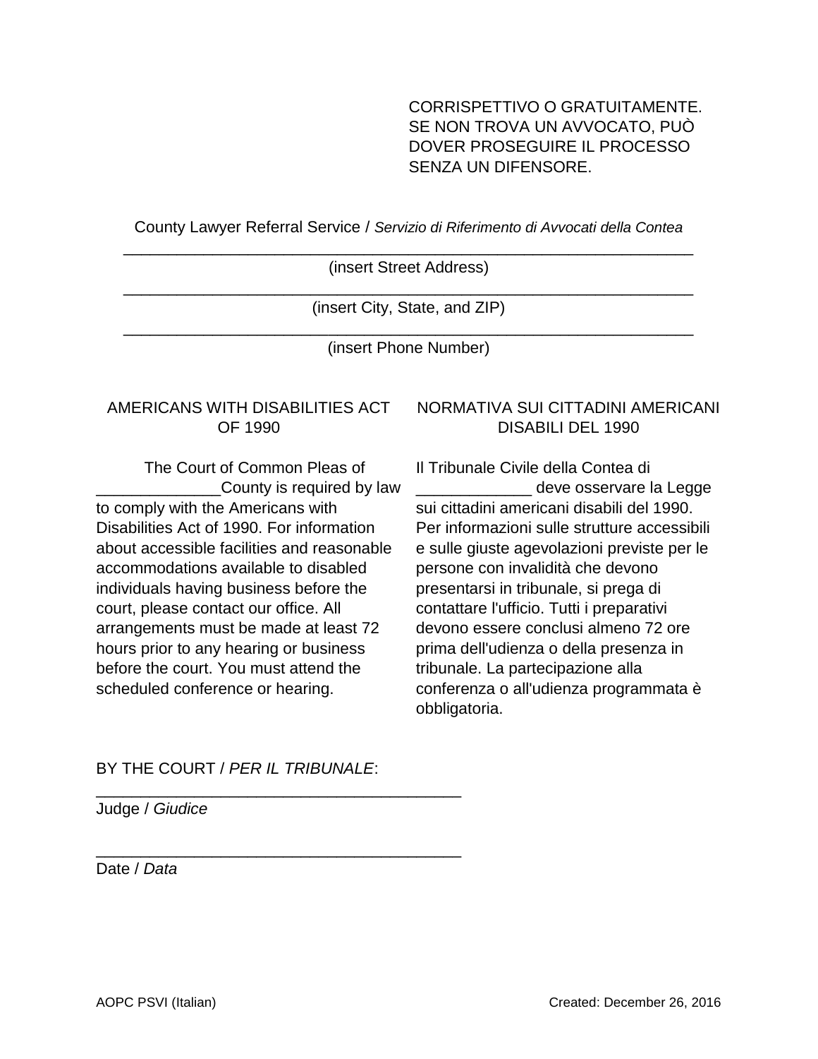CORRISPETTIVO O GRATUITAMENTE. SE NON TROVA UN AVVOCATO, PUÒ DOVER PROSEGUIRE IL PROCESSO SENZA UN DIFENSORE.

County Lawyer Referral Service / *Servizio di Riferimento di Avvocati della Contea*

_______________________________________________________________
(insert Street Address)

_______________________________________________________________
(insert City, State, and ZIP)

_______________________________________________________________
(insert Phone Number)

AMERICANS WITH DISABILITIES ACT OF 1990

The Court of Common Pleas of ______________County is required by law to comply with the Americans with Disabilities Act of 1990. For information about accessible facilities and reasonable accommodations available to disabled individuals having business before the court, please contact our office. All arrangements must be made at least 72 hours prior to any hearing or business before the court. You must attend the scheduled conference or hearing.

NORMATIVA SUI CITTADINI AMERICANI DISABILI DEL 1990

Il Tribunale Civile della Contea di _____________ deve osservare la Legge sui cittadini americani disabili del 1990. Per informazioni sulle strutture accessibili e sulle giuste agevolazioni previste per le persone con invalidità che devono presentarsi in tribunale, si prega di contattare l'ufficio. Tutti i preparativi devono essere conclusi almeno 72 ore prima dell'udienza o della presenza in tribunale. La partecipazione alla conferenza o all'udienza programmata è obbligatoria.

BY THE COURT / *PER IL TRIBUNALE*:

_________________________________________
Judge / *Giudice*

_________________________________________
Date / *Data*

AOPC PSVI (Italian) Created: December 26, 2016